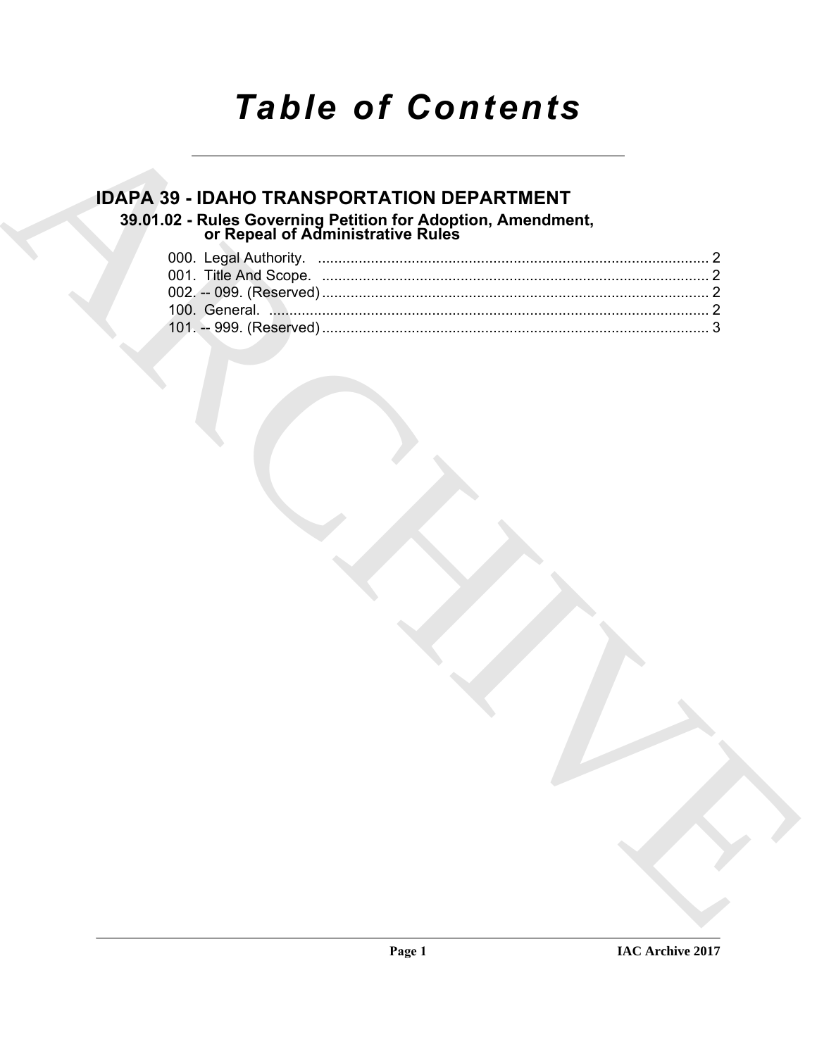# *Table of Contents*

## IDAPA 39 - IDAHO TRANSPORTATION DEPARTMENT

### 39.01.02 - Rules Governing Petition for Adoption, Amendment, or Repeal of Administrative Rules

000. Legal Authority. ................................................................................................ 2
001. Title And Scope. ............................................................................................... 2
002. -- 099. (Reserved) ............................................................................................... 2
100. General. ............................................................................................................ 2
101. -- 999. (Reserved) ............................................................................................... 3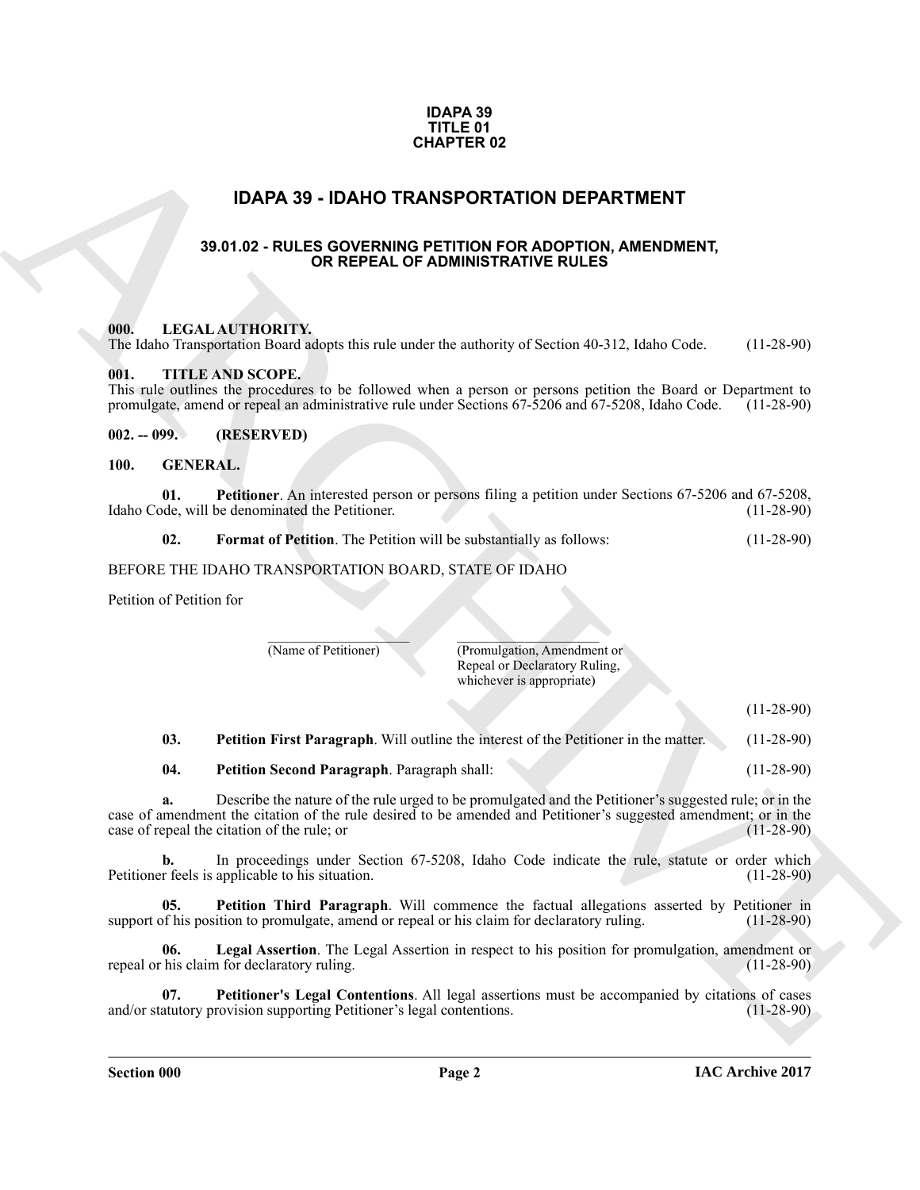**IDAPA 39**
**TITLE 01**
**CHAPTER 02**

# IDAPA 39 - IDAHO TRANSPORTATION DEPARTMENT

## 39.01.02 - RULES GOVERNING PETITION FOR ADOPTION, AMENDMENT, OR REPEAL OF ADMINISTRATIVE RULES

**000. LEGAL AUTHORITY.**
The Idaho Transportation Board adopts this rule under the authority of Section 40-312, Idaho Code. (11-28-90)

**001. TITLE AND SCOPE.**
This rule outlines the procedures to be followed when a person or persons petition the Board or Department to promulgate, amend or repeal an administrative rule under Sections 67-5206 and 67-5208, Idaho Code. (11-28-90)

**002. -- 099. (RESERVED)**

**100. GENERAL.**

**01. Petitioner**. An interested person or persons filing a petition under Sections 67-5206 and 67-5208, Idaho Code, will be denominated the Petitioner. (11-28-90)

**02. Format of Petition**. The Petition will be substantially as follows: (11-28-90)

BEFORE THE IDAHO TRANSPORTATION BOARD, STATE OF IDAHO

Petition of Petition for

\_\_\_\_\_\_\_\_\_\_\_\_\_\_\_\_\_\_\_\_ \_\_\_\_\_\_\_\_\_\_\_\_\_\_\_\_\_\_\_\_
(Name of Petitioner) (Promulgation, Amendment or Repeal or Declaratory Ruling, whichever is appropriate)

(11-28-90)

**03. Petition First Paragraph**. Will outline the interest of the Petitioner in the matter. (11-28-90)

**04. Petition Second Paragraph**. Paragraph shall: (11-28-90)

**a.** Describe the nature of the rule urged to be promulgated and the Petitioner's suggested rule; or in the case of amendment the citation of the rule desired to be amended and Petitioner's suggested amendment; or in the case of repeal the citation of the rule; or (11-28-90)

**b.** In proceedings under Section 67-5208, Idaho Code indicate the rule, statute or order which Petitioner feels is applicable to his situation. (11-28-90)

**05. Petition Third Paragraph**. Will commence the factual allegations asserted by Petitioner in support of his position to promulgate, amend or repeal or his claim for declaratory ruling. (11-28-90)

**06. Legal Assertion**. The Legal Assertion in respect to his position for promulgation, amendment or repeal or his claim for declaratory ruling. (11-28-90)

**07. Petitioner's Legal Contentions**. All legal assertions must be accompanied by citations of cases and/or statutory provision supporting Petitioner's legal contentions. (11-28-90)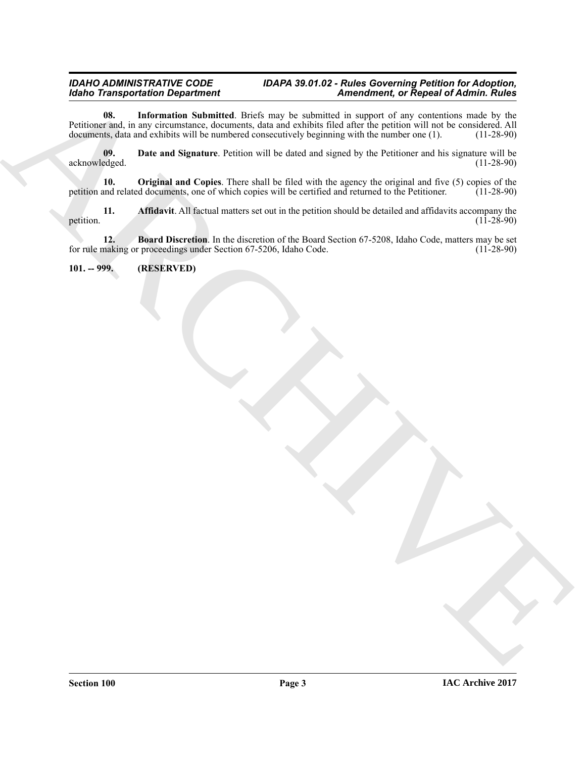**08. Information Submitted**. Briefs may be submitted in support of any contentions made by the Petitioner and, in any circumstance, documents, data and exhibits filed after the petition will not be considered. All documents, data and exhibits will be numbered consecutively beginning with the number one (1). (11-28-90)

**09. Date and Signature**. Petition will be dated and signed by the Petitioner and his signature will be acknowledged. (11-28-90)

**10. Original and Copies**. There shall be filed with the agency the original and five (5) copies of the petition and related documents, one of which copies will be certified and returned to the Petitioner. (11-28-90)

**11. Affidavit**. All factual matters set out in the petition should be detailed and affidavits accompany the petition. (11-28-90)

**12. Board Discretion**. In the discretion of the Board Section 67-5208, Idaho Code, matters may be set for rule making or proceedings under Section 67-5206, Idaho Code. (11-28-90)

**101. -- 999. (RESERVED)**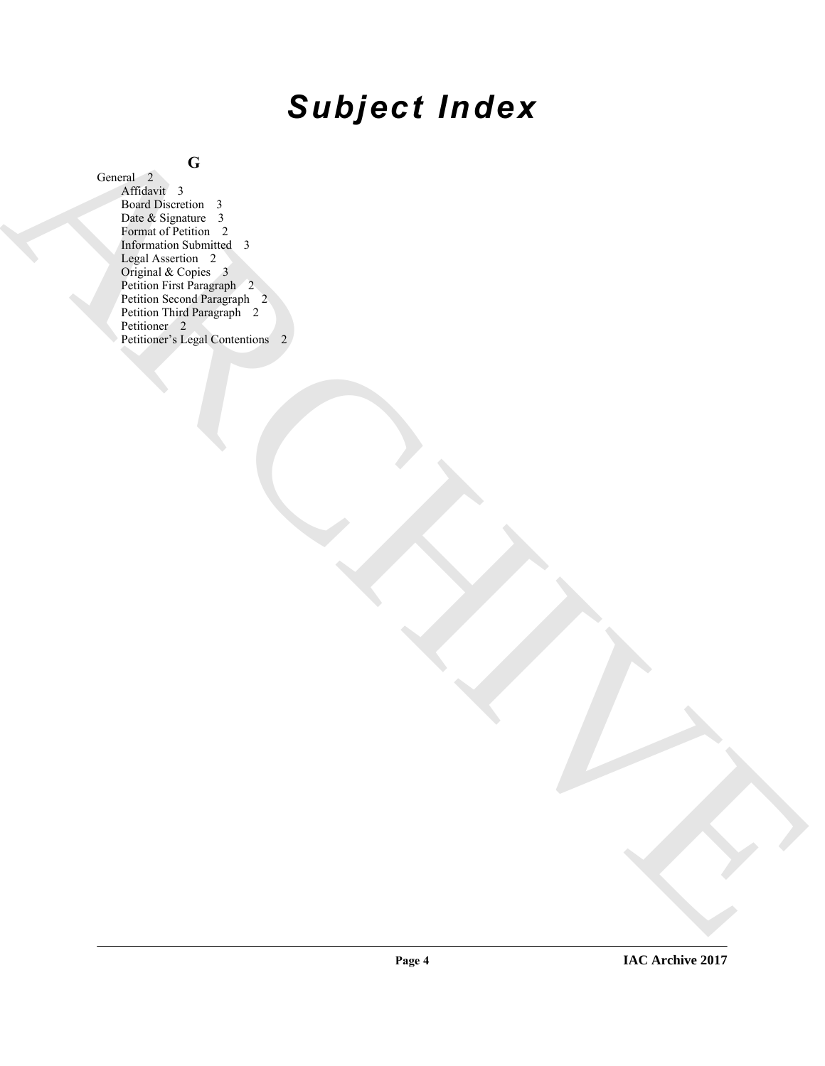# *Subject Index*

**G**

General 2
- Affidavit 3
- Board Discretion 3
- Date & Signature 3
- Format of Petition 2
- Information Submitted 3
- Legal Assertion 2
- Original & Copies 3
- Petition First Paragraph 2
- Petition Second Paragraph 2
- Petition Third Paragraph 2
- Petitioner 2
- Petitioner's Legal Contentions 2